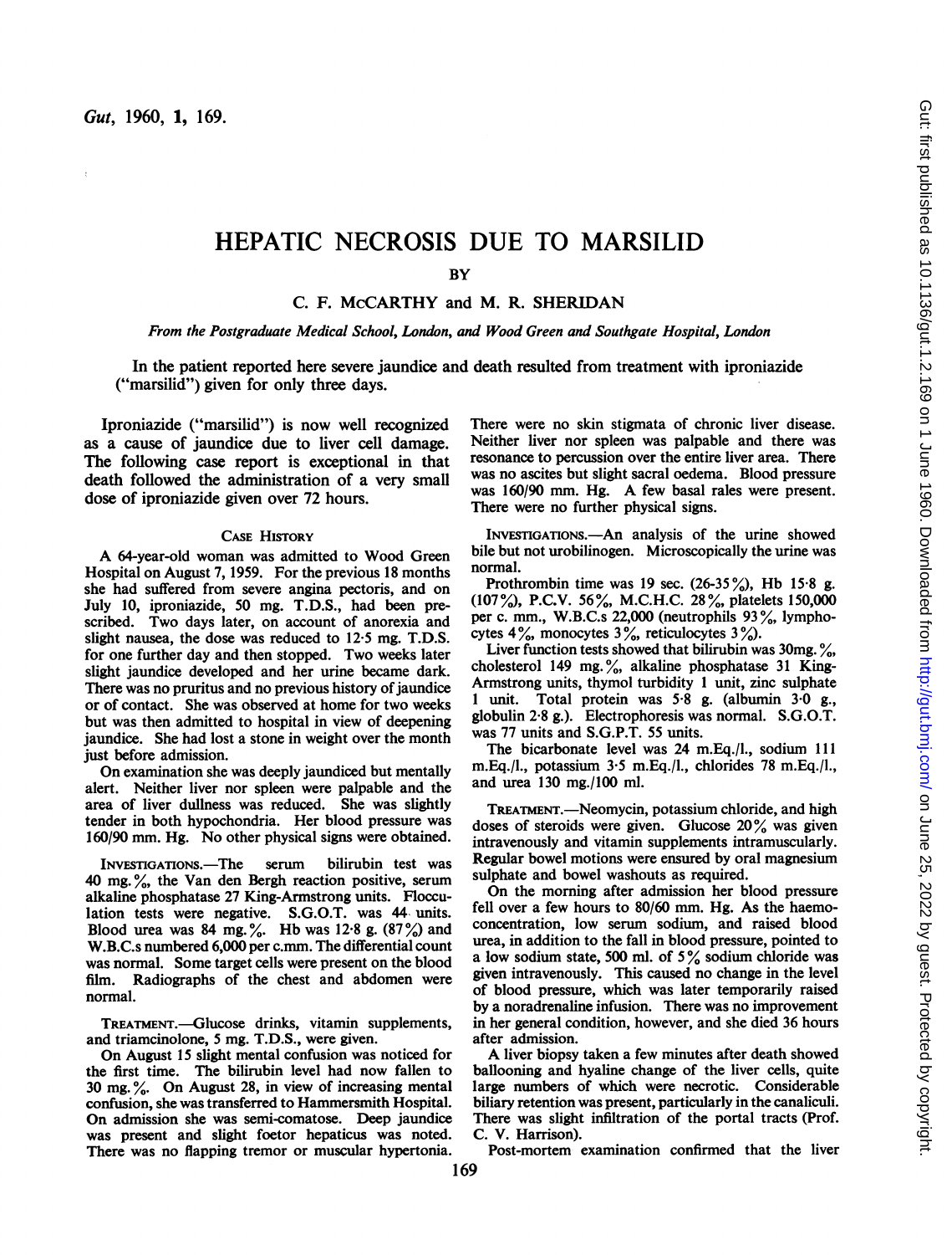# HEPATIC NECROSIS DUE TO MARSILID

BY

C. F. McCARTHY and M. R. SHERIDAN

*From the Postgraduate Medical School, London, and Wood Green and Southgate Hospital, London*

In the patient reported here severe jaundice and death resulted from treatment with iproniazide ("marsilid") given for only three days.

Iproniazide ("marsilid") is now well recognized as a cause of jaundice due to liver cell damage. The following case report is exceptional in that death followed the administration of a very small dose of iproniazide given over 72 hours.

## Case History

A 64-year-old woman was admitted to Wood Green Hospital on August 7, 1959. For the previous 18 months she had suffered from severe angina pectoris, and on July 10, iproniazide, 50 mg. T.D.S., had been prescribed. Two days later, on account of anorexia and slight nausea, the dose was reduced to 12·5 mg. T.D.S. for one further day and then stopped. Two weeks later slight jaundice developed and her urine became dark. There was no pruritus and no previous history of jaundice or of contact. She was observed at home for two weeks but was then admitted to hospital in view of deepening jaundice. She had lost a stone in weight over the month just before admission.

On examination she was deeply jaundiced but mentally alert. Neither liver nor spleen were palpable and the area of liver dullness was reduced. She was slightly tender in both hypochondria. Her blood pressure was 160/90 mm. Hg. No other physical signs were obtained.

Investigations.—The serum bilirubin test was 40 mg.%, the Van den Bergh reaction positive, serum alkaline phosphatase 27 King-Armstrong units. Flocculation tests were negative. S.G.O.T. was 44 units. Blood urea was 84 mg.%. Hb was 12·8 g. (87%) and W.B.C.s numbered 6,000 per c.mm. The differential count was normal. Some target cells were present on the blood film. Radiographs of the chest and abdomen were normal.

Treatment.—Glucose drinks, vitamin supplements, and triamcinolone, 5 mg. T.D.S., were given.

On August 15 slight mental confusion was noticed for the first time. The bilirubin level had now fallen to 30 mg.%. On August 28, in view of increasing mental confusion, she was transferred to Hammersmith Hospital. On admission she was semi-comatose. Deep jaundice was present and slight foetor hepaticus was noted. There was no flapping tremor or muscular hypertonia. There were no skin stigmata of chronic liver disease. Neither liver nor spleen was palpable and there was resonance to percussion over the entire liver area. There was no ascites but slight sacral oedema. Blood pressure was 160/90 mm. Hg. A few basal rales were present. There were no further physical signs.

Investigations.—An analysis of the urine showed bile but not urobilinogen. Microscopically the urine was normal.

Prothrombin time was 19 sec. (26-35%), Hb 15·8 g. (107%), P.C.V. 56%, M.C.H.C. 28%, platelets 150,000 per c. mm., W.B.C.s 22,000 (neutrophils 93%, lymphocytes 4%, monocytes 3%, reticulocytes 3%).

Liver function tests showed that bilirubin was 30mg.%, cholesterol 149 mg.%, alkaline phosphatase 31 King-Armstrong units, thymol turbidity 1 unit, zinc sulphate 1 unit. Total protein was 5·8 g. (albumin 3·0 g., globulin 2·8 g.). Electrophoresis was normal. S.G.O.T. was 77 units and S.G.P.T. 55 units.

The bicarbonate level was 24 m.Eq./l., sodium 111 m.Eq./l., potassium 3·5 m.Eq./l., chlorides 78 m.Eq./l., and urea 130 mg./100 ml.

Treatment.—Neomycin, potassium chloride, and high doses of steroids were given. Glucose 20% was given intravenously and vitamin supplements intramuscularly. Regular bowel motions were ensured by oral magnesium sulphate and bowel washouts as required.

On the morning after admission her blood pressure fell over a few hours to 80/60 mm. Hg. As the haemoconcentration, low serum sodium, and raised blood urea, in addition to the fall in blood pressure, pointed to a low sodium state, 500 ml. of 5% sodium chloride was given intravenously. This caused no change in the level of blood pressure, which was later temporarily raised by a noradrenaline infusion. There was no improvement in her general condition, however, and she died 36 hours after admission.

A liver biopsy taken a few minutes after death showed ballooning and hyaline change of the liver cells, quite large numbers of which were necrotic. Considerable biliary retention was present, particularly in the canaliculi. There was slight infiltration of the portal tracts (Prof. C. V. Harrison).

Post-mortem examination confirmed that the liver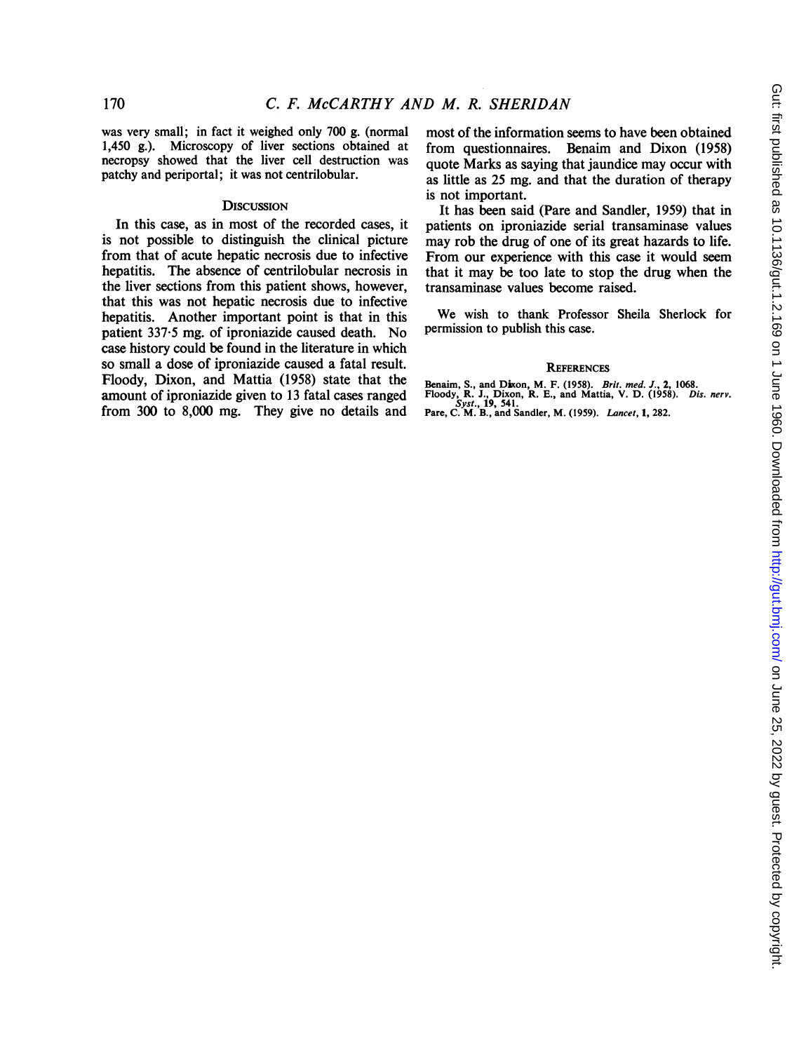was very small; in fact it weighed only 700 g. (normal 1,450 g.). Microscopy of liver sections obtained at necropsy showed that the liver cell destruction was patchy and periportal; it was not centrilobular.

## Discussion

In this case, as in most of the recorded cases, it is not possible to distinguish the clinical picture from that of acute hepatic necrosis due to infective hepatitis. The absence of centrilobular necrosis in the liver sections from this patient shows, however, that this was not hepatic necrosis due to infective hepatitis. Another important point is that in this patient 337·5 mg. of iproniazide caused death. No case history could be found in the literature in which so small a dose of iproniazide caused a fatal result. Floody, Dixon, and Mattia (1958) state that the amount of iproniazide given to 13 fatal cases ranged from 300 to 8,000 mg. They give no details and most of the information seems to have been obtained from questionnaires. Benaim and Dixon (1958) quote Marks as saying that jaundice may occur with as little as 25 mg. and that the duration of therapy is not important.

It has been said (Pare and Sandler, 1959) that in patients on iproniazide serial transaminase values may rob the drug of one of its great hazards to life. From our experience with this case it would seem that it may be too late to stop the drug when the transaminase values become raised.

We wish to thank Professor Sheila Sherlock for permission to publish this case.

## References

Benaim, S., and Dixon, M. F. (1958). *Brit. med. J.*, **2**, 1068.
Floody, R. J., Dixon, R. E., and Mattia, V. D. (1958). *Dis. nerv. Syst.*, **19**, 541.
Pare, C. M. B., and Sandler, M. (1959). *Lancet*, **1**, 282.